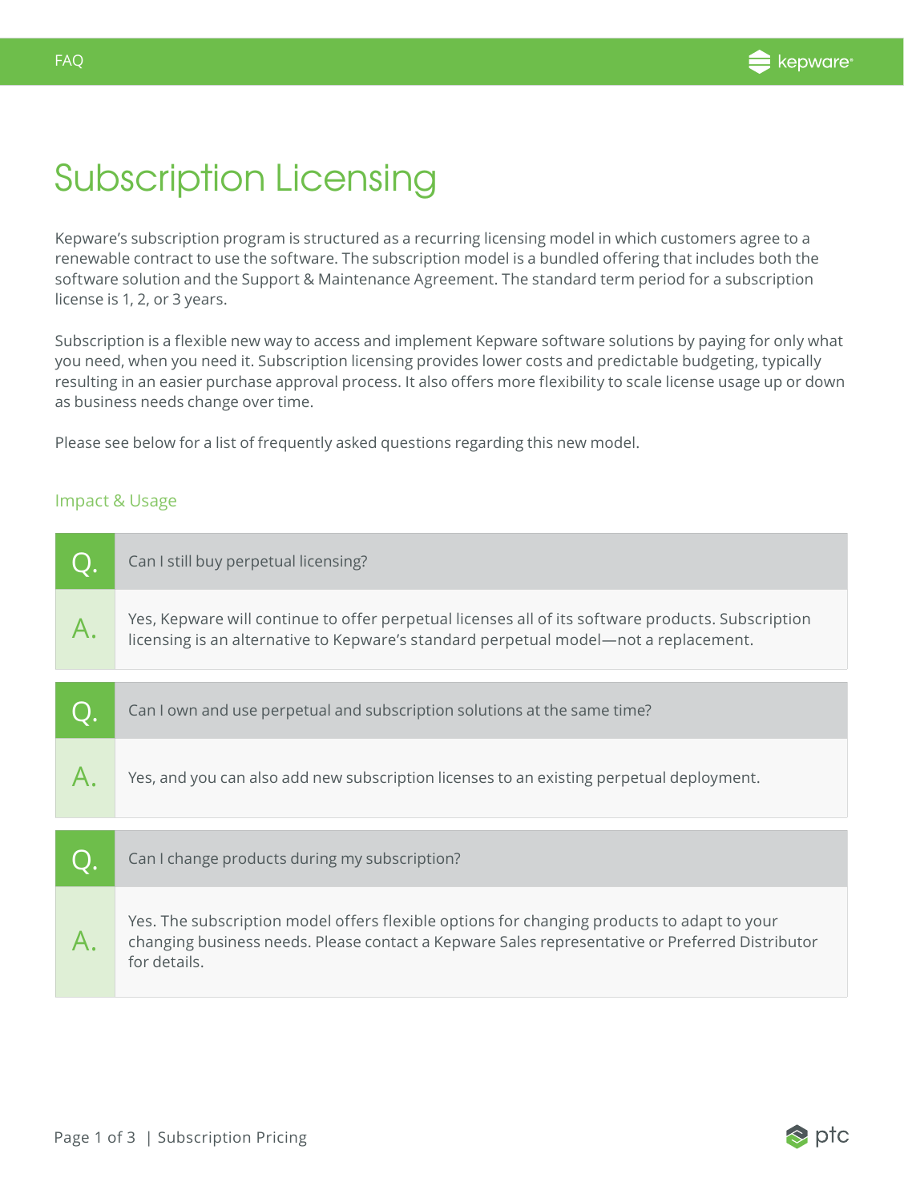# Subscription Licensing

Kepware's subscription program is structured as a recurring licensing model in which customers agree to a renewable contract to use the software. The subscription model is a bundled offering that includes both the software solution and the Support & Maintenance Agreement. The standard term period for a subscription license is 1, 2, or 3 years.

Subscription is a flexible new way to access and implement Kepware software solutions by paying for only what you need, when you need it. Subscription licensing provides lower costs and predictable budgeting, typically resulting in an easier purchase approval process. It also offers more flexibility to scale license usage up or down as business needs change over time.

Please see below for a list of frequently asked questions regarding this new model.

## Impact & Usage

**Q.** Can I still buy perpetual licensing?

**A.** Yes, Kepware will continue to offer perpetual licenses all of its software products. Subscription licensing is an alternative to Kepware's standard perpetual model—not a replacement.

**Q.** Can I own and use perpetual and subscription solutions at the same time?

**A.** Yes, and you can also add new subscription licenses to an existing perpetual deployment.

**Q.** Can I change products during my subscription?

**A.** Yes. The subscription model offers flexible options for changing products to adapt to your changing business needs. Please contact a Kepware Sales representative or Preferred Distributor for details.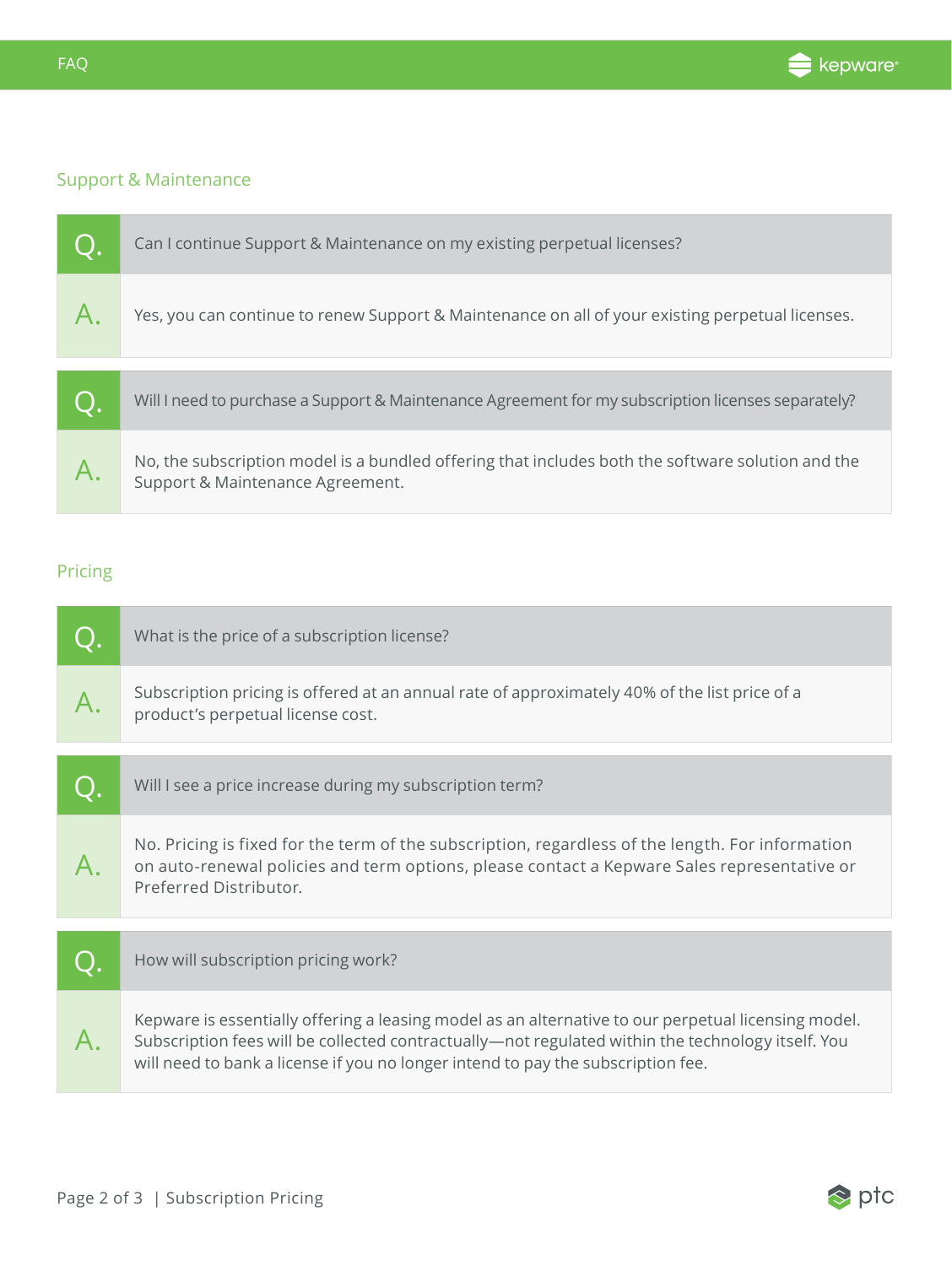## Support & Maintenance

**Q.** Can I continue Support & Maintenance on my existing perpetual licenses?

**A.** Yes, you can continue to renew Support & Maintenance on all of your existing perpetual licenses.

**Q.** Will I need to purchase a Support & Maintenance Agreement for my subscription licenses separately?

**A.** No, the subscription model is a bundled offering that includes both the software solution and the Support & Maintenance Agreement.

## Pricing

**Q.** What is the price of a subscription license?

**A.** Subscription pricing is offered at an annual rate of approximately 40% of the list price of a product's perpetual license cost.

**Q.** Will I see a price increase during my subscription term?

**A.** No. Pricing is fixed for the term of the subscription, regardless of the length. For information on auto-renewal policies and term options, please contact a Kepware Sales representative or Preferred Distributor.

**Q.** How will subscription pricing work?

**A.** Kepware is essentially offering a leasing model as an alternative to our perpetual licensing model. Subscription fees will be collected contractually—not regulated within the technology itself. You will need to bank a license if you no longer intend to pay the subscription fee.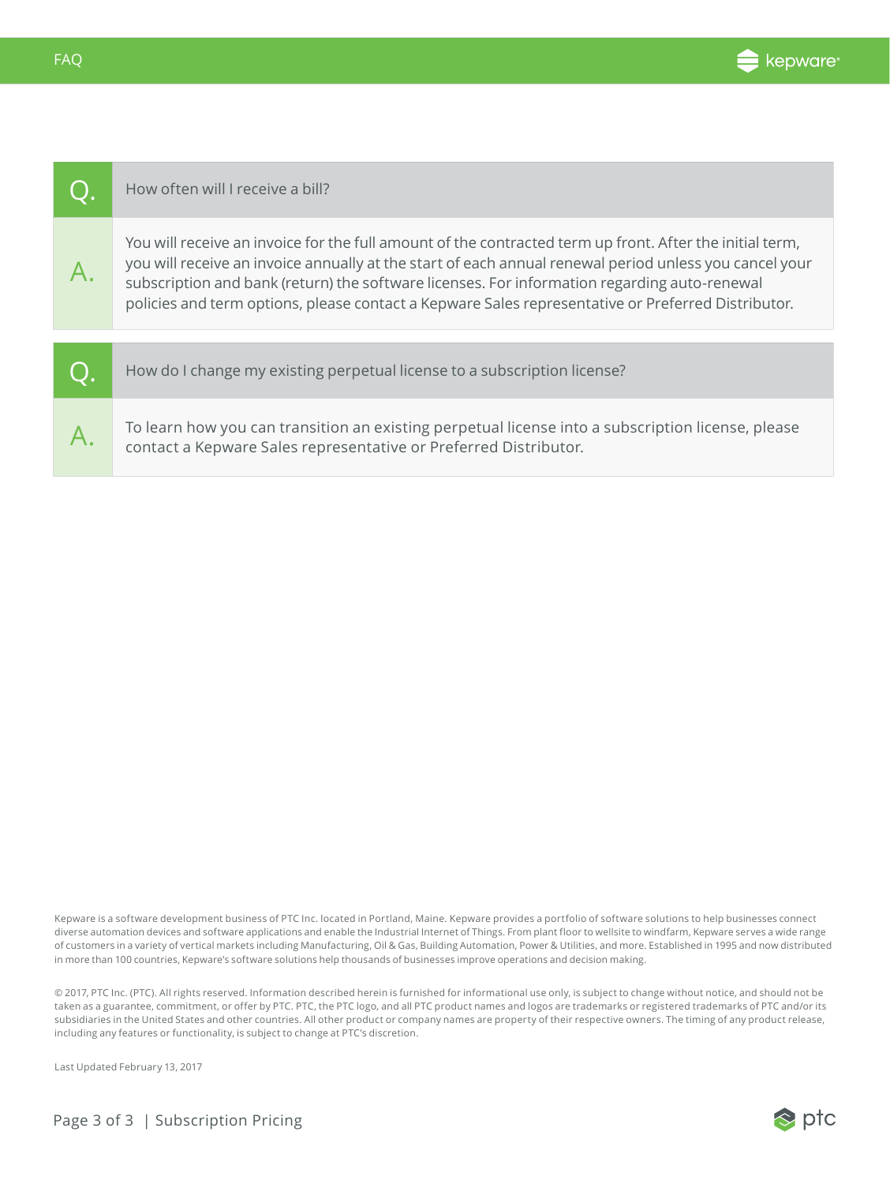**Q.** How often will I receive a bill?

**A.** You will receive an invoice for the full amount of the contracted term up front. After the initial term, you will receive an invoice annually at the start of each annual renewal period unless you cancel your subscription and bank (return) the software licenses. For information regarding auto-renewal policies and term options, please contact a Kepware Sales representative or Preferred Distributor.

**Q.** How do I change my existing perpetual license to a subscription license?

**A.** To learn how you can transition an existing perpetual license into a subscription license, please contact a Kepware Sales representative or Preferred Distributor.

Kepware is a software development business of PTC Inc. located in Portland, Maine. Kepware provides a portfolio of software solutions to help businesses connect diverse automation devices and software applications and enable the Industrial Internet of Things. From plant floor to wellsite to windfarm, Kepware serves a wide range of customers in a variety of vertical markets including Manufacturing, Oil & Gas, Building Automation, Power & Utilities, and more. Established in 1995 and now distributed in more than 100 countries, Kepware's software solutions help thousands of businesses improve operations and decision making.

© 2017, PTC Inc. (PTC). All rights reserved. Information described herein is furnished for informational use only, is subject to change without notice, and should not be taken as a guarantee, commitment, or offer by PTC. PTC, the PTC logo, and all PTC product names and logos are trademarks or registered trademarks of PTC and/or its subsidiaries in the United States and other countries. All other product or company names are property of their respective owners. The timing of any product release, including any features or functionality, is subject to change at PTC's discretion.

Last Updated February 13, 2017